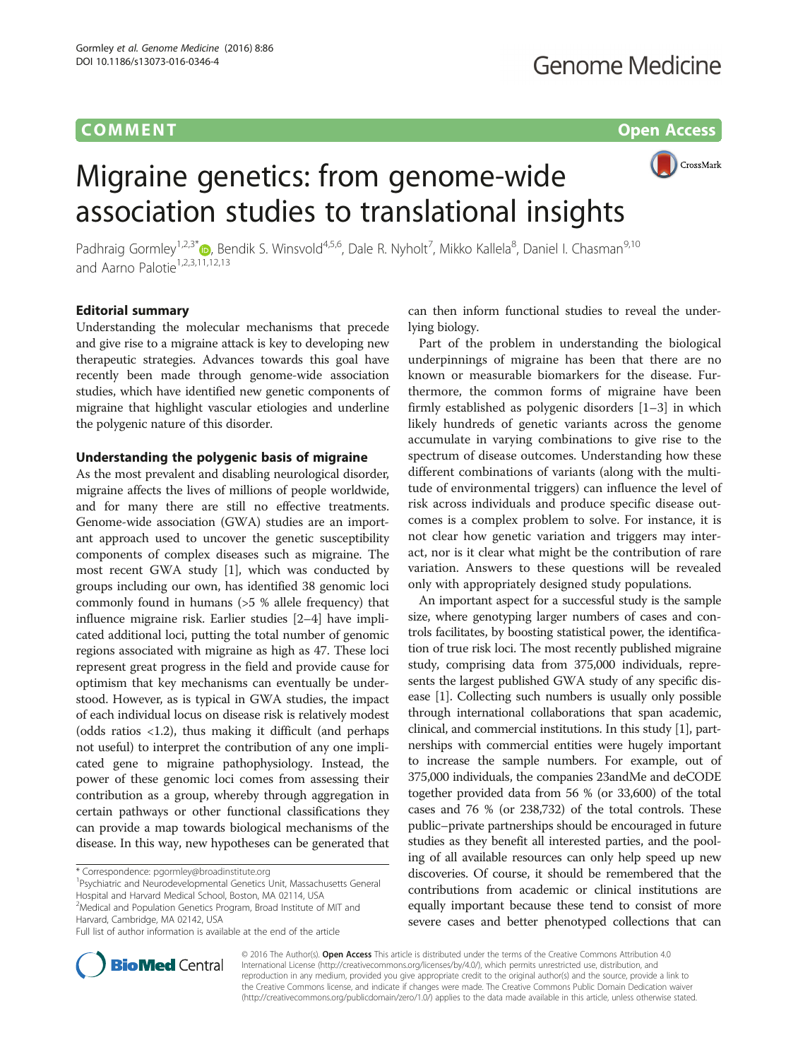COMMENT Open Access

# Migraine genetics: from genome-wide association studies to translational insights

Padhraig Gormley[1,2,3*], Bendik S. Winsvold[4,5,6], Dale R. Nyholt[7], Mikko Kallela[8], Daniel I. Chasman[9,10] and Aarno Palotie[1,2,3,11,12,13]

## Editorial summary

Understanding the molecular mechanisms that precede and give rise to a migraine attack is key to developing new therapeutic strategies. Advances towards this goal have recently been made through genome-wide association studies, which have identified new genetic components of migraine that highlight vascular etiologies and underline the polygenic nature of this disorder.

## Understanding the polygenic basis of migraine

As the most prevalent and disabling neurological disorder, migraine affects the lives of millions of people worldwide, and for many there are still no effective treatments. Genome-wide association (GWA) studies are an important approach used to uncover the genetic susceptibility components of complex diseases such as migraine. The most recent GWA study [1], which was conducted by groups including our own, has identified 38 genomic loci commonly found in humans (>5 % allele frequency) that influence migraine risk. Earlier studies [2–4] have implicated additional loci, putting the total number of genomic regions associated with migraine as high as 47. These loci represent great progress in the field and provide cause for optimism that key mechanisms can eventually be understood. However, as is typical in GWA studies, the impact of each individual locus on disease risk is relatively modest (odds ratios <1.2), thus making it difficult (and perhaps not useful) to interpret the contribution of any one implicated gene to migraine pathophysiology. Instead, the power of these genomic loci comes from assessing their contribution as a group, whereby through aggregation in certain pathways or other functional classifications they can provide a map towards biological mechanisms of the disease. In this way, new hypotheses can be generated that can then inform functional studies to reveal the underlying biology.

Part of the problem in understanding the biological underpinnings of migraine has been that there are no known or measurable biomarkers for the disease. Furthermore, the common forms of migraine have been firmly established as polygenic disorders [1–3] in which likely hundreds of genetic variants across the genome accumulate in varying combinations to give rise to the spectrum of disease outcomes. Understanding how these different combinations of variants (along with the multitude of environmental triggers) can influence the level of risk across individuals and produce specific disease outcomes is a complex problem to solve. For instance, it is not clear how genetic variation and triggers may interact, nor is it clear what might be the contribution of rare variation. Answers to these questions will be revealed only with appropriately designed study populations.

An important aspect for a successful study is the sample size, where genotyping larger numbers of cases and controls facilitates, by boosting statistical power, the identification of true risk loci. The most recently published migraine study, comprising data from 375,000 individuals, represents the largest published GWA study of any specific disease [1]. Collecting such numbers is usually only possible through international collaborations that span academic, clinical, and commercial institutions. In this study [1], partnerships with commercial entities were hugely important to increase the sample numbers. For example, out of 375,000 individuals, the companies 23andMe and deCODE together provided data from 56 % (or 33,600) of the total cases and 76 % (or 238,732) of the total controls. These public–private partnerships should be encouraged in future studies as they benefit all interested parties, and the pooling of all available resources can only help speed up new discoveries. Of course, it should be remembered that the contributions from academic or clinical institutions are equally important because these tend to consist of more severe cases and better phenotyped collections that can

\* Correspondence: pgormley@broadinstitute.org
[1]Psychiatric and Neurodevelopmental Genetics Unit, Massachusetts General Hospital and Harvard Medical School, Boston, MA 02114, USA
[2]Medical and Population Genetics Program, Broad Institute of MIT and Harvard, Cambridge, MA 02142, USA
Full list of author information is available at the end of the article

© 2016 The Author(s). **Open Access** This article is distributed under the terms of the Creative Commons Attribution 4.0 International License (http://creativecommons.org/licenses/by/4.0/), which permits unrestricted use, distribution, and reproduction in any medium, provided you give appropriate credit to the original author(s) and the source, provide a link to the Creative Commons license, and indicate if changes were made. The Creative Commons Public Domain Dedication waiver (http://creativecommons.org/publicdomain/zero/1.0/) applies to the data made available in this article, unless otherwise stated.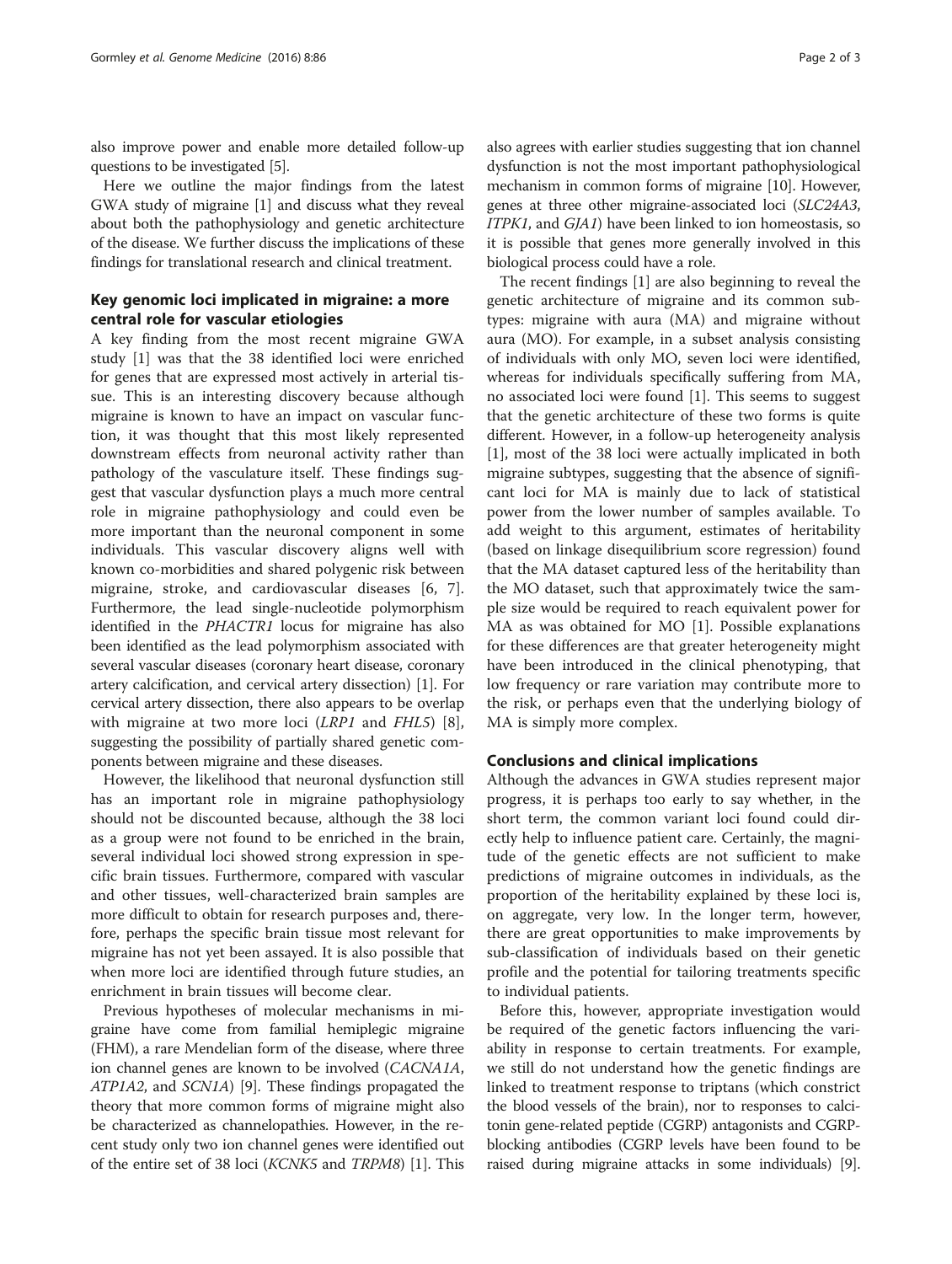also improve power and enable more detailed follow-up questions to be investigated [5].

Here we outline the major findings from the latest GWA study of migraine [1] and discuss what they reveal about both the pathophysiology and genetic architecture of the disease. We further discuss the implications of these findings for translational research and clinical treatment.

## Key genomic loci implicated in migraine: a more central role for vascular etiologies

A key finding from the most recent migraine GWA study [1] was that the 38 identified loci were enriched for genes that are expressed most actively in arterial tissue. This is an interesting discovery because although migraine is known to have an impact on vascular function, it was thought that this most likely represented downstream effects from neuronal activity rather than pathology of the vasculature itself. These findings suggest that vascular dysfunction plays a much more central role in migraine pathophysiology and could even be more important than the neuronal component in some individuals. This vascular discovery aligns well with known co-morbidities and shared polygenic risk between migraine, stroke, and cardiovascular diseases [6, 7]. Furthermore, the lead single-nucleotide polymorphism identified in the *PHACTR1* locus for migraine has also been identified as the lead polymorphism associated with several vascular diseases (coronary heart disease, coronary artery calcification, and cervical artery dissection) [1]. For cervical artery dissection, there also appears to be overlap with migraine at two more loci (*LRP1* and *FHL5*) [8], suggesting the possibility of partially shared genetic components between migraine and these diseases.

However, the likelihood that neuronal dysfunction still has an important role in migraine pathophysiology should not be discounted because, although the 38 loci as a group were not found to be enriched in the brain, several individual loci showed strong expression in specific brain tissues. Furthermore, compared with vascular and other tissues, well-characterized brain samples are more difficult to obtain for research purposes and, therefore, perhaps the specific brain tissue most relevant for migraine has not yet been assayed. It is also possible that when more loci are identified through future studies, an enrichment in brain tissues will become clear.

Previous hypotheses of molecular mechanisms in migraine have come from familial hemiplegic migraine (FHM), a rare Mendelian form of the disease, where three ion channel genes are known to be involved (*CACNA1A*, *ATP1A2*, and *SCN1A*) [9]. These findings propagated the theory that more common forms of migraine might also be characterized as channelopathies. However, in the recent study only two ion channel genes were identified out of the entire set of 38 loci (*KCNK5* and *TRPM8*) [1]. This also agrees with earlier studies suggesting that ion channel dysfunction is not the most important pathophysiological mechanism in common forms of migraine [10]. However, genes at three other migraine-associated loci (*SLC24A3*, *ITPK1*, and *GJA1*) have been linked to ion homeostasis, so it is possible that genes more generally involved in this biological process could have a role.

The recent findings [1] are also beginning to reveal the genetic architecture of migraine and its common subtypes: migraine with aura (MA) and migraine without aura (MO). For example, in a subset analysis consisting of individuals with only MO, seven loci were identified, whereas for individuals specifically suffering from MA, no associated loci were found [1]. This seems to suggest that the genetic architecture of these two forms is quite different. However, in a follow-up heterogeneity analysis [1], most of the 38 loci were actually implicated in both migraine subtypes, suggesting that the absence of significant loci for MA is mainly due to lack of statistical power from the lower number of samples available. To add weight to this argument, estimates of heritability (based on linkage disequilibrium score regression) found that the MA dataset captured less of the heritability than the MO dataset, such that approximately twice the sample size would be required to reach equivalent power for MA as was obtained for MO [1]. Possible explanations for these differences are that greater heterogeneity might have been introduced in the clinical phenotyping, that low frequency or rare variation may contribute more to the risk, or perhaps even that the underlying biology of MA is simply more complex.

## Conclusions and clinical implications

Although the advances in GWA studies represent major progress, it is perhaps too early to say whether, in the short term, the common variant loci found could directly help to influence patient care. Certainly, the magnitude of the genetic effects are not sufficient to make predictions of migraine outcomes in individuals, as the proportion of the heritability explained by these loci is, on aggregate, very low. In the longer term, however, there are great opportunities to make improvements by sub-classification of individuals based on their genetic profile and the potential for tailoring treatments specific to individual patients.

Before this, however, appropriate investigation would be required of the genetic factors influencing the variability in response to certain treatments. For example, we still do not understand how the genetic findings are linked to treatment response to triptans (which constrict the blood vessels of the brain), nor to responses to calcitonin gene-related peptide (CGRP) antagonists and CGRP-blocking antibodies (CGRP levels have been found to be raised during migraine attacks in some individuals) [9].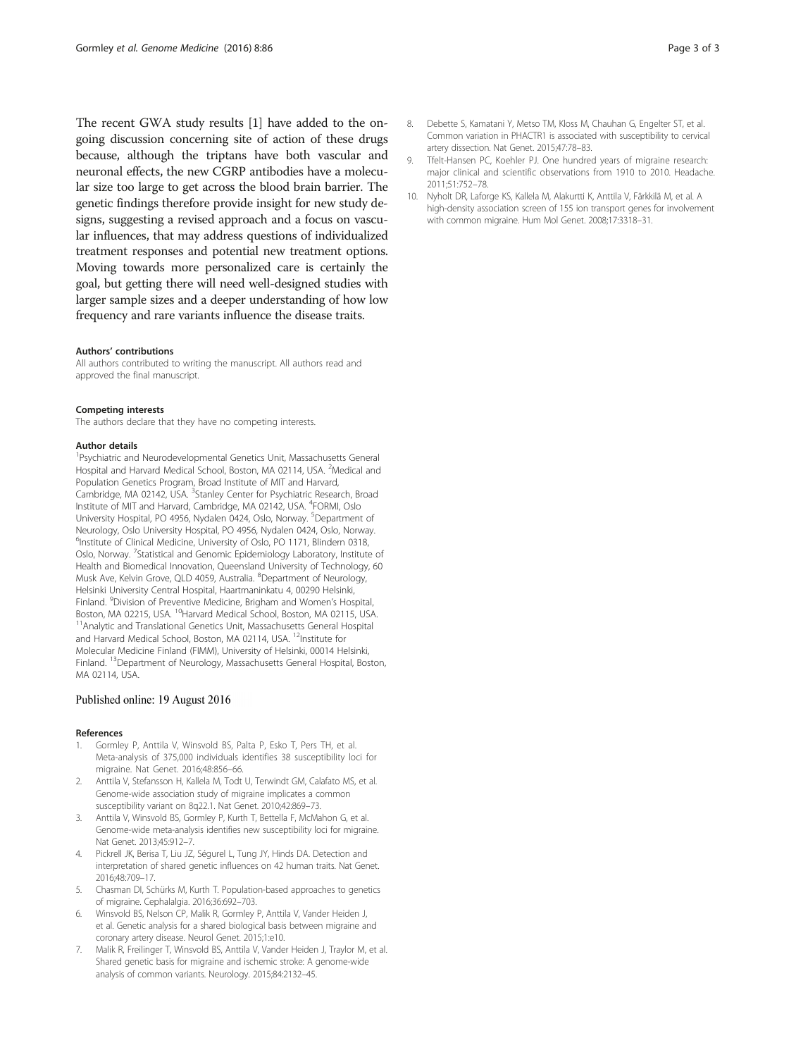The recent GWA study results [1] have added to the ongoing discussion concerning site of action of these drugs because, although the triptans have both vascular and neuronal effects, the new CGRP antibodies have a molecular size too large to get across the blood brain barrier. The genetic findings therefore provide insight for new study designs, suggesting a revised approach and a focus on vascular influences, that may address questions of individualized treatment responses and potential new treatment options. Moving towards more personalized care is certainly the goal, but getting there will need well-designed studies with larger sample sizes and a deeper understanding of how low frequency and rare variants influence the disease traits.

#### Authors' contributions

All authors contributed to writing the manuscript. All authors read and approved the final manuscript.

#### Competing interests

The authors declare that they have no competing interests.

#### Author details

[1]Psychiatric and Neurodevelopmental Genetics Unit, Massachusetts General Hospital and Harvard Medical School, Boston, MA 02114, USA. [2]Medical and Population Genetics Program, Broad Institute of MIT and Harvard, Cambridge, MA 02142, USA. [3]Stanley Center for Psychiatric Research, Broad Institute of MIT and Harvard, Cambridge, MA 02142, USA. [4]FORMI, Oslo University Hospital, PO 4956, Nydalen 0424, Oslo, Norway. [5]Department of Neurology, Oslo University Hospital, PO 4956, Nydalen 0424, Oslo, Norway. [6]Institute of Clinical Medicine, University of Oslo, PO 1171, Blindern 0318, Oslo, Norway. [7]Statistical and Genomic Epidemiology Laboratory, Institute of Health and Biomedical Innovation, Queensland University of Technology, 60 Musk Ave, Kelvin Grove, QLD 4059, Australia. [8]Department of Neurology, Helsinki University Central Hospital, Haartmaninkatu 4, 00290 Helsinki, Finland. [9]Division of Preventive Medicine, Brigham and Women's Hospital, Boston, MA 02215, USA. [10]Harvard Medical School, Boston, MA 02115, USA. [11]Analytic and Translational Genetics Unit, Massachusetts General Hospital and Harvard Medical School, Boston, MA 02114, USA. [12]Institute for Molecular Medicine Finland (FIMM), University of Helsinki, 00014 Helsinki, Finland. [13]Department of Neurology, Massachusetts General Hospital, Boston, MA 02114, USA.

Published online: 19 August 2016

#### References

1. Gormley P, Anttila V, Winsvold BS, Palta P, Esko T, Pers TH, et al. Meta-analysis of 375,000 individuals identifies 38 susceptibility loci for migraine. Nat Genet. 2016;48:856–66.
2. Anttila V, Stefansson H, Kallela M, Todt U, Terwindt GM, Calafato MS, et al. Genome-wide association study of migraine implicates a common susceptibility variant on 8q22.1. Nat Genet. 2010;42:869–73.
3. Anttila V, Winsvold BS, Gormley P, Kurth T, Bettella F, McMahon G, et al. Genome-wide meta-analysis identifies new susceptibility loci for migraine. Nat Genet. 2013;45:912–7.
4. Pickrell JK, Berisa T, Liu JZ, Ségurel L, Tung JY, Hinds DA. Detection and interpretation of shared genetic influences on 42 human traits. Nat Genet. 2016;48:709–17.
5. Chasman DI, Schürks M, Kurth T. Population-based approaches to genetics of migraine. Cephalalgia. 2016;36:692–703.
6. Winsvold BS, Nelson CP, Malik R, Gormley P, Anttila V, Vander Heiden J, et al. Genetic analysis for a shared biological basis between migraine and coronary artery disease. Neurol Genet. 2015;1:e10.
7. Malik R, Freilinger T, Winsvold BS, Anttila V, Vander Heiden J, Traylor M, et al. Shared genetic basis for migraine and ischemic stroke: A genome-wide analysis of common variants. Neurology. 2015;84:2132–45.
8. Debette S, Kamatani Y, Metso TM, Kloss M, Chauhan G, Engelter ST, et al. Common variation in PHACTR1 is associated with susceptibility to cervical artery dissection. Nat Genet. 2015;47:78–83.
9. Tfelt-Hansen PC, Koehler PJ. One hundred years of migraine research: major clinical and scientific observations from 1910 to 2010. Headache. 2011;51:752–78.
10. Nyholt DR, Laforge KS, Kallela M, Alakurtti K, Anttila V, Färkkilä M, et al. A high-density association screen of 155 ion transport genes for involvement with common migraine. Hum Mol Genet. 2008;17:3318–31.